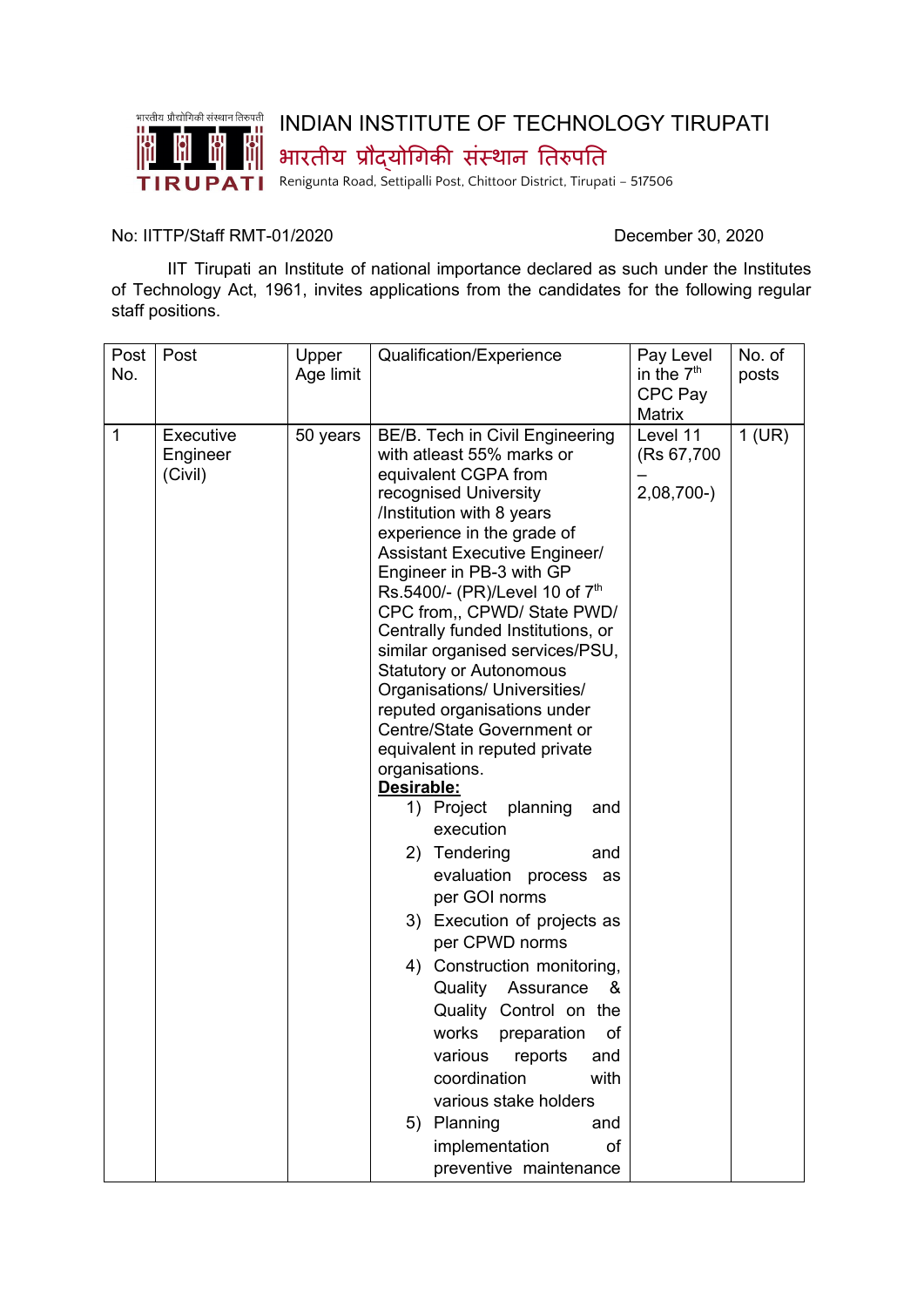# INDIAN INSTITUTE OF TECHNOLOGY TIRUPATI

## भारतीय प्रौद्योगिकी संस्थान तिरुपति

Renigunta Road, Settipalli Post, Chittoor District, Tirupati – 517506

No: IITTP/Staff RMT-01/2020 December 30, 2020

IIT Tirupati an Institute of national importance declared as such under the Institutes of Technology Act, 1961, invites applications from the candidates for the following regular staff positions.

| Post No. | Post | Upper Age limit | Qualification/Experience | Pay Level in the 7th CPC Pay Matrix | No. of posts |
|---|---|---|---|---|---|
| 1 | Executive Engineer (Civil) | 50 years | BE/B. Tech in Civil Engineering with atleast 55% marks or equivalent CGPA from recognised University /Institution with 8 years experience in the grade of Assistant Executive Engineer/ Engineer in PB-3 with GP Rs.5400/- (PR)/Level 10 of 7th CPC from,, CPWD/ State PWD/ Centrally funded Institutions, or similar organised services/PSU, Statutory or Autonomous Organisations/ Universities/ reputed organisations under Centre/State Government or equivalent in reputed private organisations.<br>**Desirable:**<br>1) Project planning and execution<br>2) Tendering and evaluation process as per GOI norms<br>3) Execution of projects as per CPWD norms<br>4) Construction monitoring, Quality Assurance & Quality Control on the works preparation of various reports and coordination with various stake holders<br>5) Planning and implementation of preventive maintenance | Level 11 (Rs 67,700 – 2,08,700-) | 1 (UR) |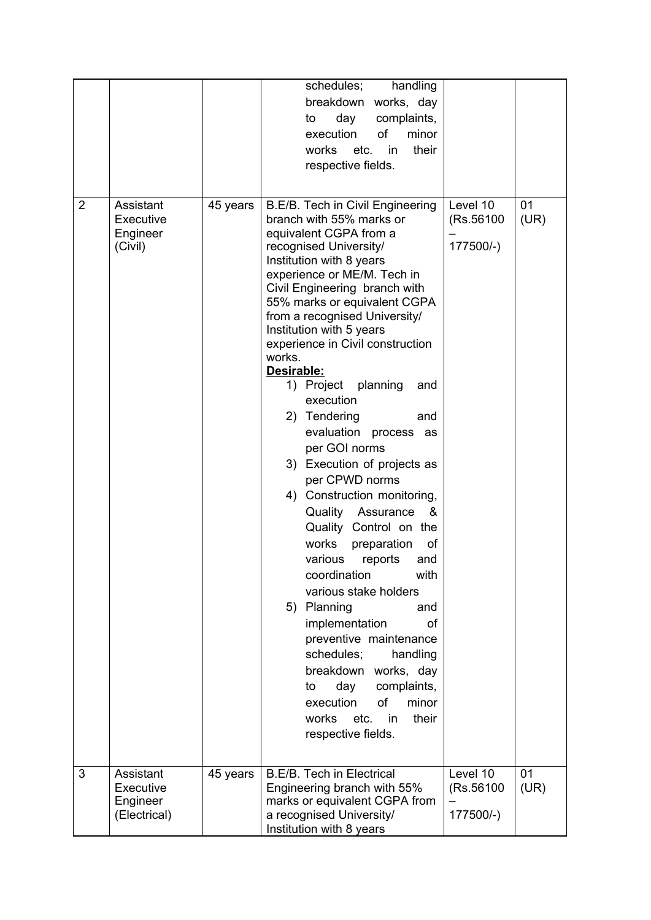| | | | | | |
|---|---|---|---|---|---|
| | | | schedules; handling breakdown works, day to day complaints, execution of minor works etc. in their respective fields. | | |
| 2 | Assistant Executive Engineer (Civil) | 45 years | B.E/B. Tech in Civil Engineering branch with 55% marks or equivalent CGPA from a recognised University/ Institution with 8 years experience or ME/M. Tech in Civil Engineering branch with 55% marks or equivalent CGPA from a recognised University/ Institution with 5 years experience in Civil construction works.<br>**Desirable:**<br>1) Project planning and execution<br>2) Tendering and evaluation process as per GOI norms<br>3) Execution of projects as per CPWD norms<br>4) Construction monitoring, Quality Assurance & Quality Control on the works preparation of various reports and coordination with various stake holders<br>5) Planning and implementation of preventive maintenance schedules; handling breakdown works, day to day complaints, execution of minor works etc. in their respective fields. | Level 10 (Rs.56100 – 177500/-) | 01 (UR) |
| 3 | Assistant Executive Engineer (Electrical) | 45 years | B.E/B. Tech in Electrical Engineering branch with 55% marks or equivalent CGPA from a recognised University/ Institution with 8 years | Level 10 (Rs.56100 – 177500/-) | 01 (UR) |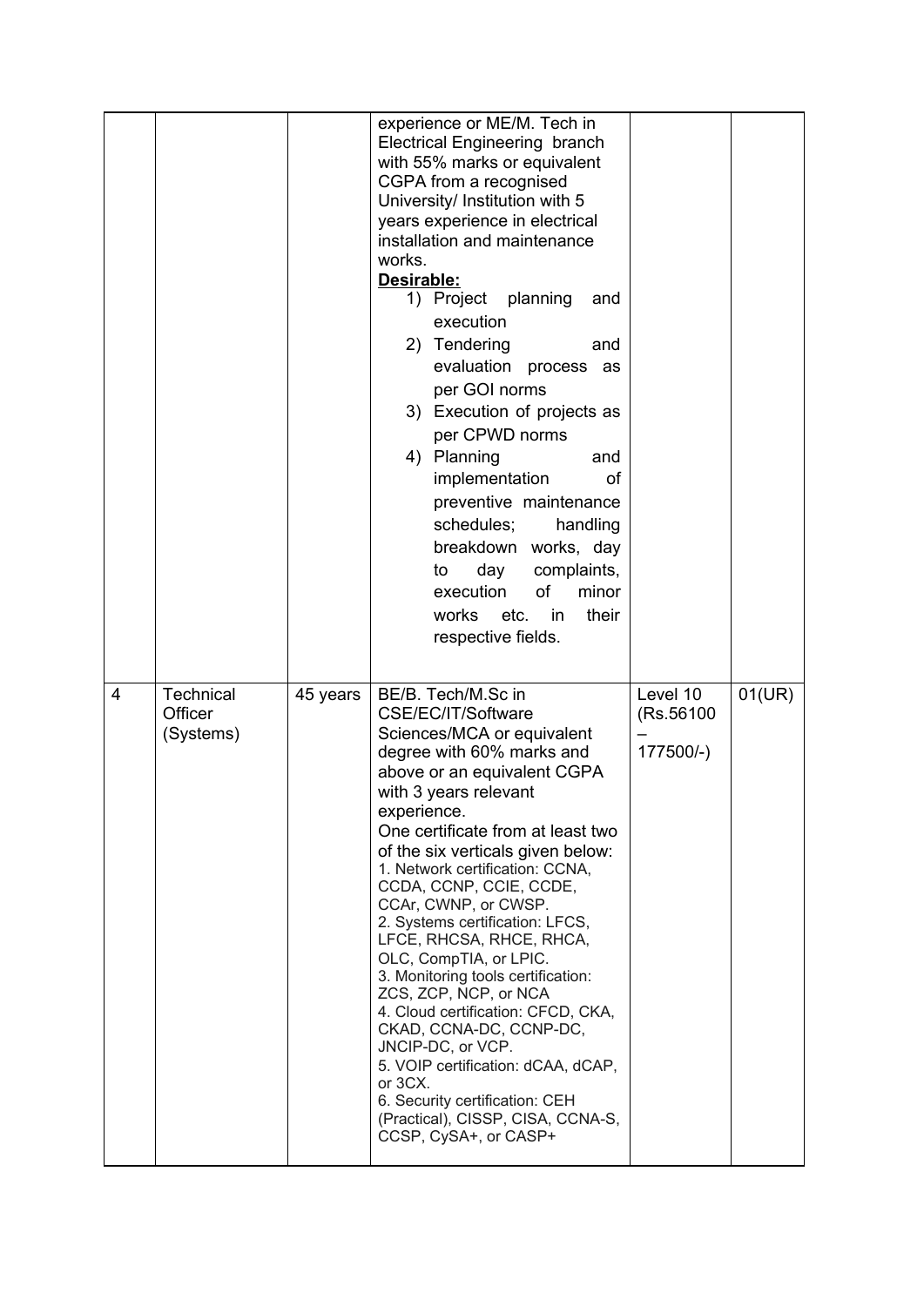| | | | | | |
|---|---|---|---|---|---|
| | | | experience or ME/M. Tech in Electrical Engineering branch with 55% marks or equivalent CGPA from a recognised University/ Institution with 5 years experience in electrical installation and maintenance works.<br>**Desirable:**<br>1) Project planning and execution<br>2) Tendering and evaluation process as per GOI norms<br>3) Execution of projects as per CPWD norms<br>4) Planning and implementation of preventive maintenance schedules; handling breakdown works, day to day complaints, execution of minor works etc. in their respective fields. | | |
| 4 | Technical Officer (Systems) | 45 years | BE/B. Tech/M.Sc in CSE/EC/IT/Software Sciences/MCA or equivalent degree with 60% marks and above or an equivalent CGPA with 3 years relevant experience.<br>One certificate from at least two of the six verticals given below:<br>1. Network certification: CCNA, CCDA, CCNP, CCIE, CCDE, CCAr, CWNP, or CWSP.<br>2. Systems certification: LFCS, LFCE, RHCSA, RHCE, RHCA, OLC, CompTIA, or LPIC.<br>3. Monitoring tools certification: ZCS, ZCP, NCP, or NCA<br>4. Cloud certification: CFCD, CKA, CKAD, CCNA-DC, CCNP-DC, JNCIP-DC, or VCP.<br>5. VOIP certification: dCAA, dCAP, or 3CX.<br>6. Security certification: CEH (Practical), CISSP, CISA, CCNA-S, CCSP, CySA+, or CASP+ | Level 10 (Rs.56100 – 177500/-) | 01(UR) |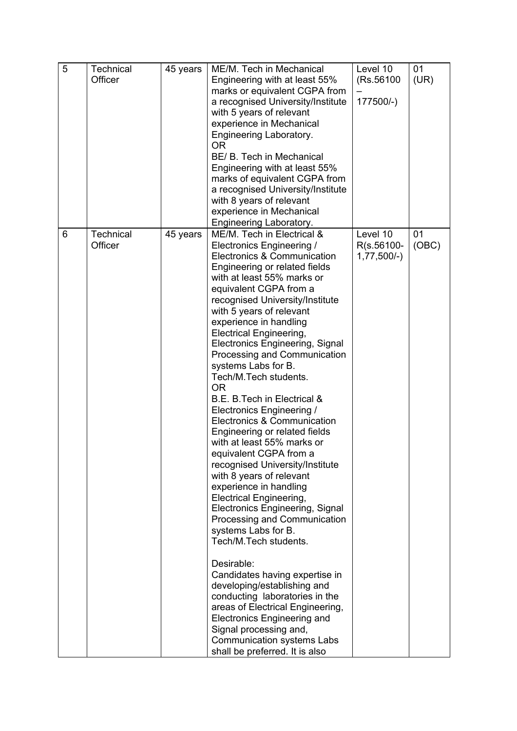| 5 | Technical Officer | 45 years | ME/M. Tech in Mechanical Engineering with at least 55% marks or equivalent CGPA from a recognised University/Institute with 5 years of relevant experience in Mechanical Engineering Laboratory.<br>OR<br>BE/ B. Tech in Mechanical Engineering with at least 55% marks of equivalent CGPA from a recognised University/Institute with 8 years of relevant experience in Mechanical Engineering Laboratory. | Level 10 (Rs.56100 – 177500/-) | 01 (UR) |
|---|---|---|---|---|---|
| 6 | Technical Officer | 45 years | ME/M. Tech in Electrical & Electronics Engineering / Electronics & Communication Engineering or related fields with at least 55% marks or equivalent CGPA from a recognised University/Institute with 5 years of relevant experience in handling Electrical Engineering, Electronics Engineering, Signal Processing and Communication systems Labs for B. Tech/M.Tech students.<br>OR<br>B.E. B.Tech in Electrical & Electronics Engineering / Electronics & Communication Engineering or related fields with at least 55% marks or equivalent CGPA from a recognised University/Institute with 8 years of relevant experience in handling Electrical Engineering, Electronics Engineering, Signal Processing and Communication systems Labs for B. Tech/M.Tech students.<br><br>Desirable:<br>Candidates having expertise in developing/establishing and conducting laboratories in the areas of Electrical Engineering, Electronics Engineering and Signal processing and, Communication systems Labs shall be preferred. It is also | Level 10 R(s.56100- 1,77,500/-) | 01 (OBC) |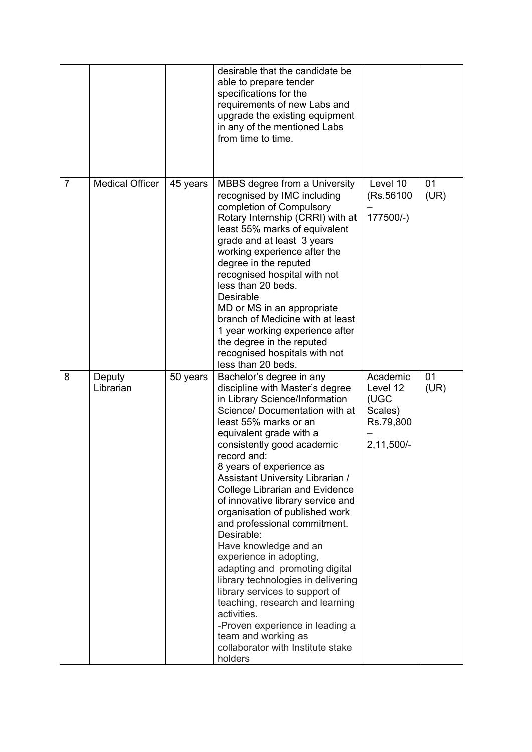| | | | | | |
|---|---|---|---|---|---|
| | | | desirable that the candidate be able to prepare tender specifications for the requirements of new Labs and upgrade the existing equipment in any of the mentioned Labs from time to time. | | |
| 7 | Medical Officer | 45 years | MBBS degree from a University recognised by IMC including completion of Compulsory Rotary Internship (CRRI) with at least 55% marks of equivalent grade and at least 3 years working experience after the degree in the reputed recognised hospital with not less than 20 beds.<br>Desirable<br>MD or MS in an appropriate branch of Medicine with at least 1 year working experience after the degree in the reputed recognised hospitals with not less than 20 beds. | Level 10 (Rs.56100 – 177500/-) | 01 (UR) |
| 8 | Deputy Librarian | 50 years | Bachelor's degree in any discipline with Master's degree in Library Science/Information Science/ Documentation with at least 55% marks or an equivalent grade with a consistently good academic record and:<br>8 years of experience as Assistant University Librarian / College Librarian and Evidence of innovative library service and organisation of published work and professional commitment.<br>Desirable:<br>Have knowledge and an experience in adopting, adapting and promoting digital library technologies in delivering library services to support of teaching, research and learning activities.<br>-Proven experience in leading a team and working as collaborator with Institute stake holders | Academic Level 12 (UGC Scales) Rs.79,800 – 2,11,500/- | 01 (UR) |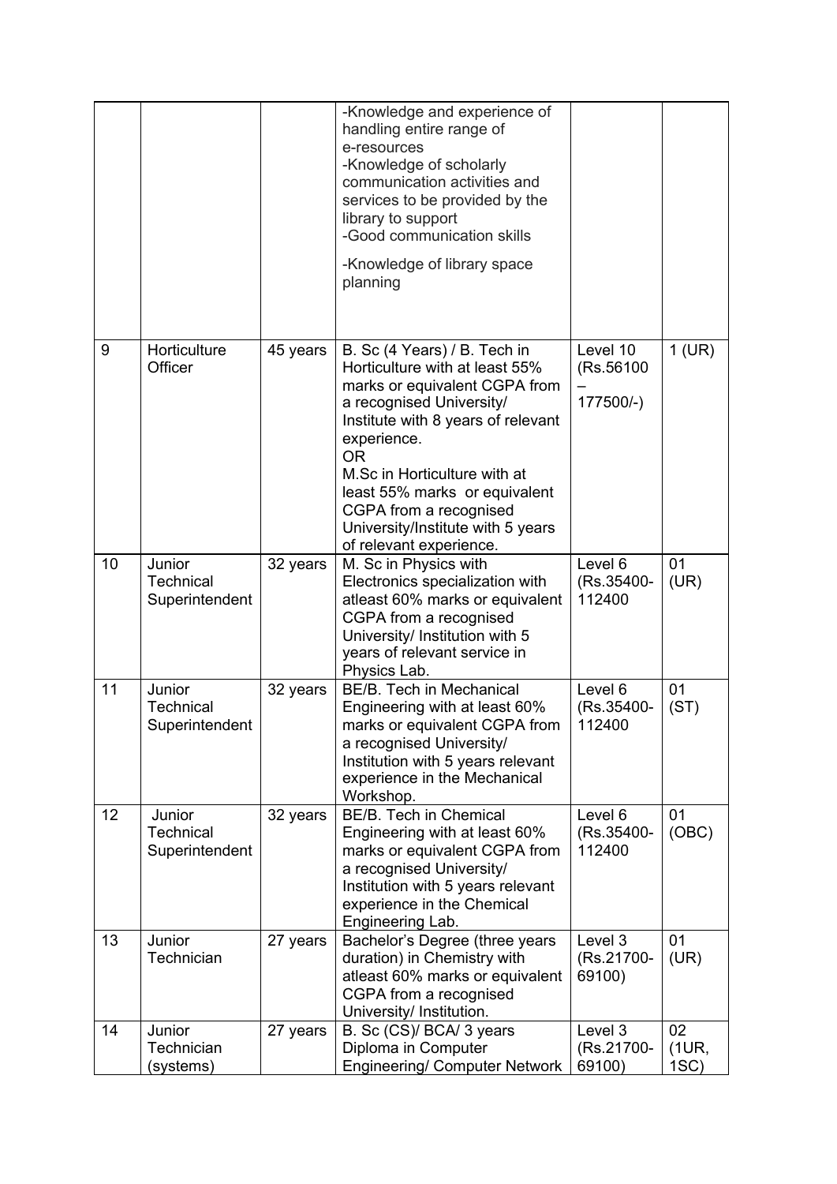|  |  |  | -Knowledge and experience of handling entire range of e-resources<br>-Knowledge of scholarly communication activities and services to be provided by the library to support<br>-Good communication skills<br>-Knowledge of library space planning |  |  |
|---|---|---|---|---|---|
| 9 | Horticulture Officer | 45 years | B. Sc (4 Years) / B. Tech in Horticulture with at least 55% marks or equivalent CGPA from a recognised University/ Institute with 8 years of relevant experience.<br>OR<br>M.Sc in Horticulture with at least 55% marks or equivalent CGPA from a recognised University/Institute with 5 years of relevant experience. | Level 10 (Rs.56100 – 177500/-) | 1 (UR) |
| 10 | Junior Technical Superintendent | 32 years | M. Sc in Physics with Electronics specialization with atleast 60% marks or equivalent CGPA from a recognised University/ Institution with 5 years of relevant service in Physics Lab. | Level 6 (Rs.35400-112400 | 01 (UR) |
| 11 | Junior Technical Superintendent | 32 years | BE/B. Tech in Mechanical Engineering with at least 60% marks or equivalent CGPA from a recognised University/ Institution with 5 years relevant experience in the Mechanical Workshop. | Level 6 (Rs.35400-112400 | 01 (ST) |
| 12 | Junior Technical Superintendent | 32 years | BE/B. Tech in Chemical Engineering with at least 60% marks or equivalent CGPA from a recognised University/ Institution with 5 years relevant experience in the Chemical Engineering Lab. | Level 6 (Rs.35400-112400 | 01 (OBC) |
| 13 | Junior Technician | 27 years | Bachelor's Degree (three years duration) in Chemistry with atleast 60% marks or equivalent CGPA from a recognised University/ Institution. | Level 3 (Rs.21700-69100) | 01 (UR) |
| 14 | Junior Technician (systems) | 27 years | B. Sc (CS)/ BCA/ 3 years Diploma in Computer Engineering/ Computer Network | Level 3 (Rs.21700-69100) | 02 (1UR, 1SC) |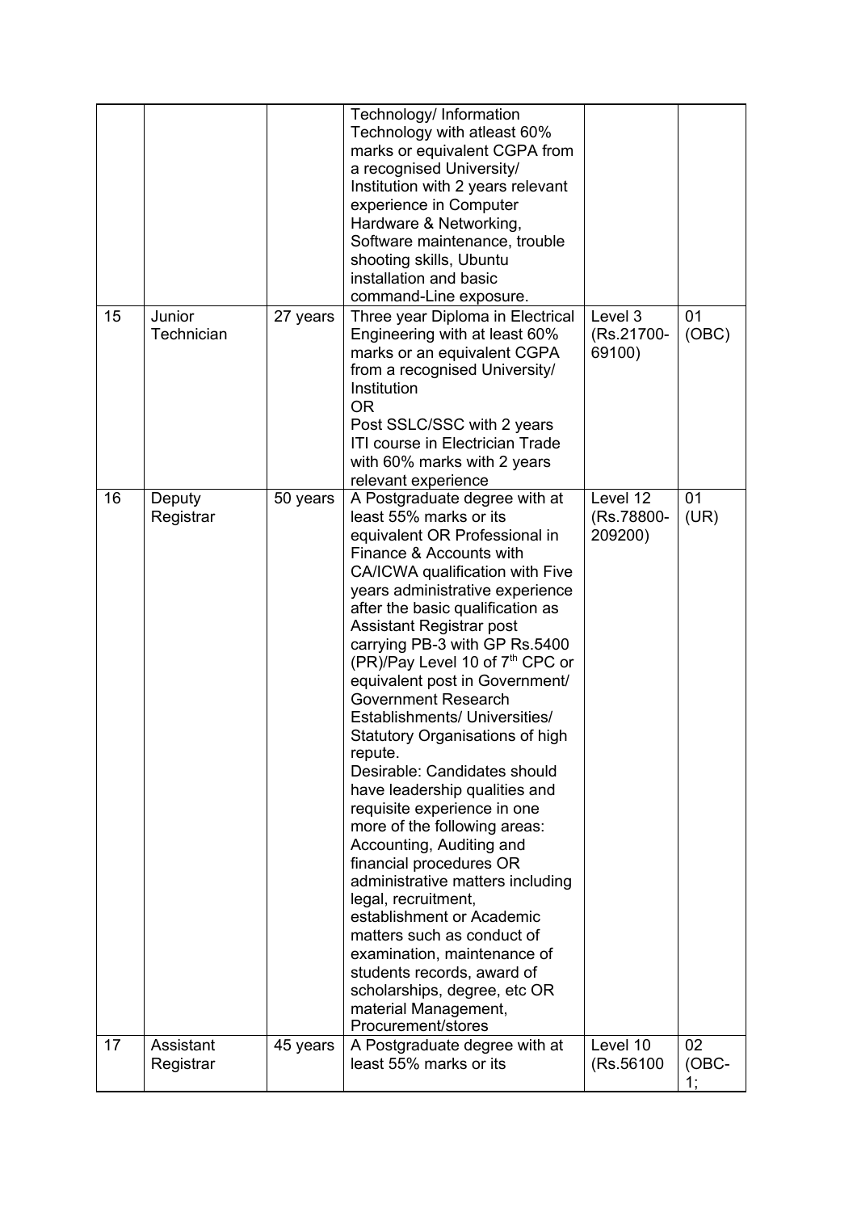| | | | | | |
|---|---|---|---|---|---|
| | | | Technology/ Information Technology with atleast 60% marks or equivalent CGPA from a recognised University/ Institution with 2 years relevant experience in Computer Hardware & Networking, Software maintenance, trouble shooting skills, Ubuntu installation and basic command-Line exposure. | | |
| 15 | Junior Technician | 27 years | Three year Diploma in Electrical Engineering with at least 60% marks or an equivalent CGPA from a recognised University/ Institution<br>OR<br>Post SSLC/SSC with 2 years ITI course in Electrician Trade with 60% marks with 2 years relevant experience | Level 3 (Rs.21700-69100) | 01 (OBC) |
| 16 | Deputy Registrar | 50 years | A Postgraduate degree with at least 55% marks or its equivalent OR Professional in Finance & Accounts with CA/ICWA qualification with Five years administrative experience after the basic qualification as Assistant Registrar post carrying PB-3 with GP Rs.5400 (PR)/Pay Level 10 of 7th CPC or equivalent post in Government/ Government Research Establishments/ Universities/ Statutory Organisations of high repute.<br>Desirable: Candidates should have leadership qualities and requisite experience in one more of the following areas: Accounting, Auditing and financial procedures OR administrative matters including legal, recruitment, establishment or Academic matters such as conduct of examination, maintenance of students records, award of scholarships, degree, etc OR material Management, Procurement/stores | Level 12 (Rs.78800-209200) | 01 (UR) |
| 17 | Assistant Registrar | 45 years | A Postgraduate degree with at least 55% marks or its | Level 10 (Rs.56100 | 02 (OBC-1; |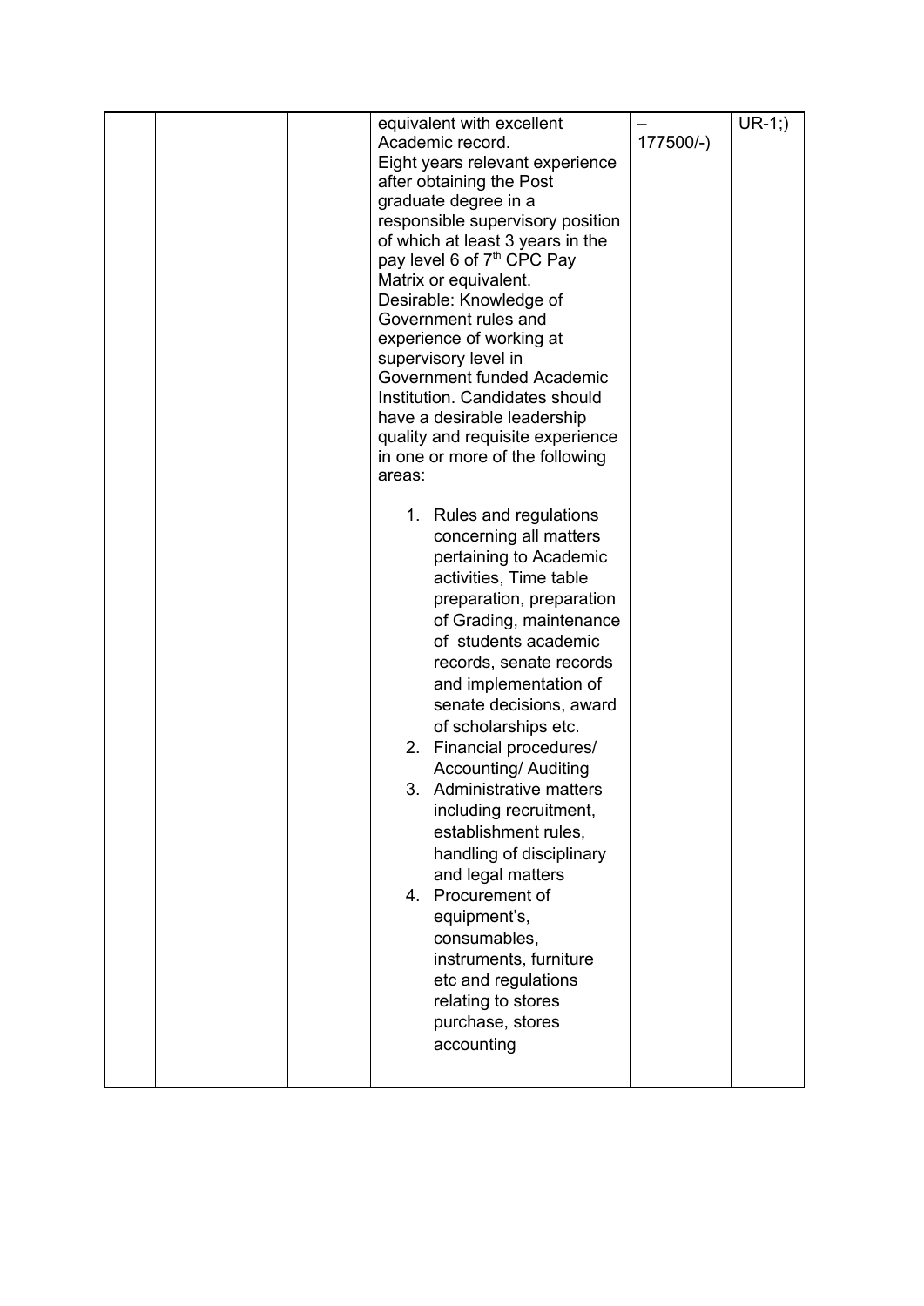|  |  |  | equivalent with excellent Academic record.<br>Eight years relevant experience after obtaining the Post graduate degree in a responsible supervisory position of which at least 3 years in the pay level 6 of 7[th] CPC Pay Matrix or equivalent.<br>Desirable: Knowledge of Government rules and experience of working at supervisory level in Government funded Academic Institution. Candidates should have a desirable leadership quality and requisite experience in one or more of the following areas:<br><br>1. Rules and regulations concerning all matters pertaining to Academic activities, Time table preparation, preparation of Grading, maintenance of students academic records, senate records and implementation of senate decisions, award of scholarships etc.<br>2. Financial procedures/ Accounting/ Auditing<br>3. Administrative matters including recruitment, establishment rules, handling of disciplinary and legal matters<br>4. Procurement of equipment's, consumables, instruments, furniture etc and regulations relating to stores purchase, stores accounting | – 177500/-) | UR-1;) |
|---|---|---|---|---|---|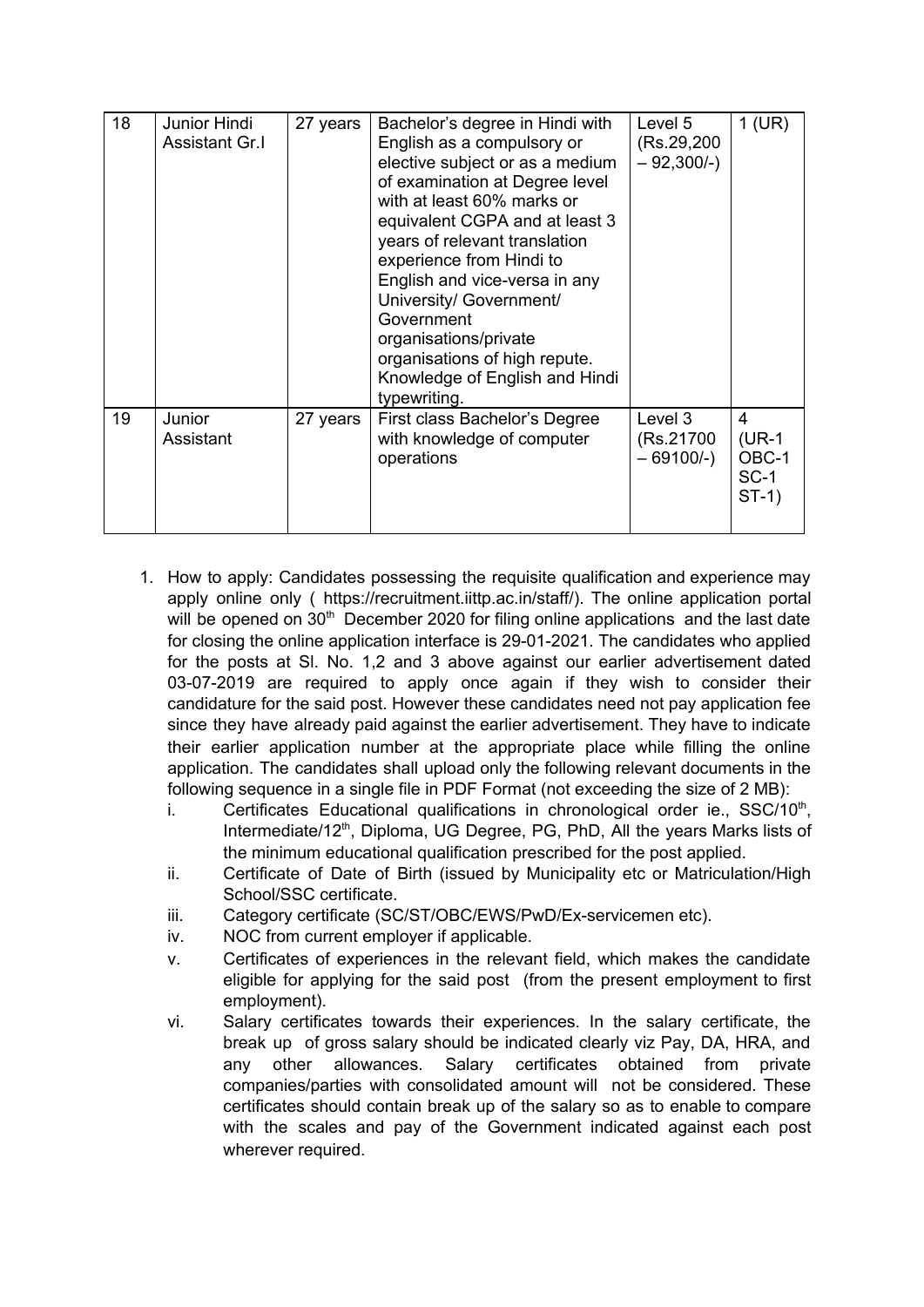| 18 | Junior Hindi Assistant Gr.I | 27 years | Bachelor's degree in Hindi with English as a compulsory or elective subject or as a medium of examination at Degree level with at least 60% marks or equivalent CGPA and at least 3 years of relevant translation experience from Hindi to English and vice-versa in any University/ Government/ Government organisations/private organisations of high repute. Knowledge of English and Hindi typewriting. | Level 5 (Rs.29,200 – 92,300/-) | 1 (UR) |
|---|---|---|---|---|---|
| 19 | Junior Assistant | 27 years | First class Bachelor's Degree with knowledge of computer operations | Level 3 (Rs.21700 – 69100/-) | 4 (UR-1 OBC-1 SC-1 ST-1) |

1. How to apply: Candidates possessing the requisite qualification and experience may apply online only ( https://recruitment.iittp.ac.in/staff/). The online application portal will be opened on 30th December 2020 for filing online applications and the last date for closing the online application interface is 29-01-2021. The candidates who applied for the posts at Sl. No. 1,2 and 3 above against our earlier advertisement dated 03-07-2019 are required to apply once again if they wish to consider their candidature for the said post. However these candidates need not pay application fee since they have already paid against the earlier advertisement. They have to indicate their earlier application number at the appropriate place while filling the online application. The candidates shall upload only the following relevant documents in the following sequence in a single file in PDF Format (not exceeding the size of 2 MB):
    i. Certificates Educational qualifications in chronological order ie., SSC/10th, Intermediate/12th, Diploma, UG Degree, PG, PhD, All the years Marks lists of the minimum educational qualification prescribed for the post applied.
    ii. Certificate of Date of Birth (issued by Municipality etc or Matriculation/High School/SSC certificate.
    iii. Category certificate (SC/ST/OBC/EWS/PwD/Ex-servicemen etc).
    iv. NOC from current employer if applicable.
    v. Certificates of experiences in the relevant field, which makes the candidate eligible for applying for the said post (from the present employment to first employment).
    vi. Salary certificates towards their experiences. In the salary certificate, the break up of gross salary should be indicated clearly viz Pay, DA, HRA, and any other allowances. Salary certificates obtained from private companies/parties with consolidated amount will not be considered. These certificates should contain break up of the salary so as to enable to compare with the scales and pay of the Government indicated against each post wherever required.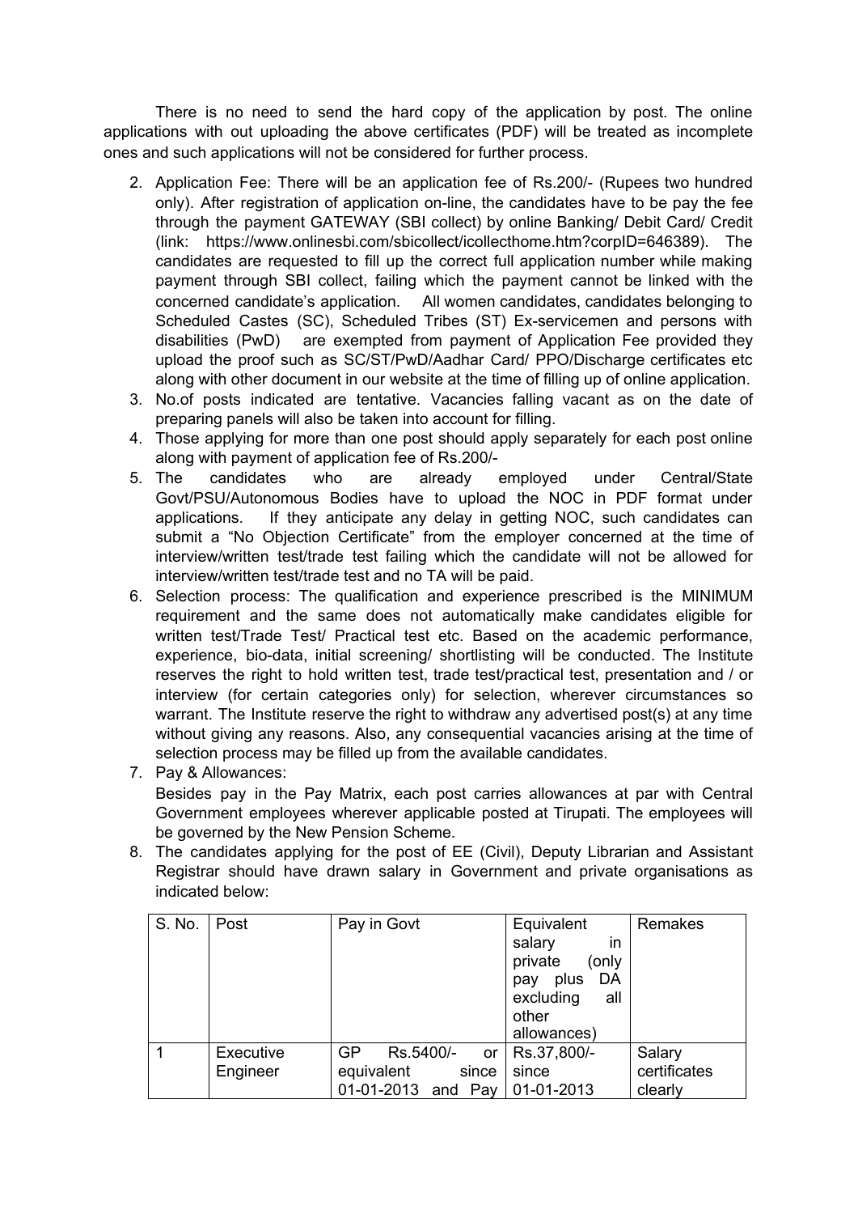There is no need to send the hard copy of the application by post. The online applications with out uploading the above certificates (PDF) will be treated as incomplete ones and such applications will not be considered for further process.

2. Application Fee: There will be an application fee of Rs.200/- (Rupees two hundred only). After registration of application on-line, the candidates have to be pay the fee through the payment GATEWAY (SBI collect) by online Banking/ Debit Card/ Credit (link: https://www.onlinesbi.com/sbicollect/icollecthome.htm?corpID=646389). The candidates are requested to fill up the correct full application number while making payment through SBI collect, failing which the payment cannot be linked with the concerned candidate's application. All women candidates, candidates belonging to Scheduled Castes (SC), Scheduled Tribes (ST) Ex-servicemen and persons with disabilities (PwD) are exempted from payment of Application Fee provided they upload the proof such as SC/ST/PwD/Aadhar Card/ PPO/Discharge certificates etc along with other document in our website at the time of filling up of online application.
3. No.of posts indicated are tentative. Vacancies falling vacant as on the date of preparing panels will also be taken into account for filling.
4. Those applying for more than one post should apply separately for each post online along with payment of application fee of Rs.200/-
5. The candidates who are already employed under Central/State Govt/PSU/Autonomous Bodies have to upload the NOC in PDF format under applications. If they anticipate any delay in getting NOC, such candidates can submit a "No Objection Certificate" from the employer concerned at the time of interview/written test/trade test failing which the candidate will not be allowed for interview/written test/trade test and no TA will be paid.
6. Selection process: The qualification and experience prescribed is the MINIMUM requirement and the same does not automatically make candidates eligible for written test/Trade Test/ Practical test etc. Based on the academic performance, experience, bio-data, initial screening/ shortlisting will be conducted. The Institute reserves the right to hold written test, trade test/practical test, presentation and / or interview (for certain categories only) for selection, wherever circumstances so warrant. The Institute reserve the right to withdraw any advertised post(s) at any time without giving any reasons. Also, any consequential vacancies arising at the time of selection process may be filled up from the available candidates.
7. Pay & Allowances:
   Besides pay in the Pay Matrix, each post carries allowances at par with Central Government employees wherever applicable posted at Tirupati. The employees will be governed by the New Pension Scheme.
8. The candidates applying for the post of EE (Civil), Deputy Librarian and Assistant Registrar should have drawn salary in Government and private organisations as indicated below:

| S. No. | Post | Pay in Govt | Equivalent salary in private (only pay plus DA excluding all other allowances) | Remakes |
|---|---|---|---|---|
| 1 | Executive Engineer | GP Rs.5400/- or equivalent since 01-01-2013 and Pay | Rs.37,800/- since 01-01-2013 | Salary certificates clearly |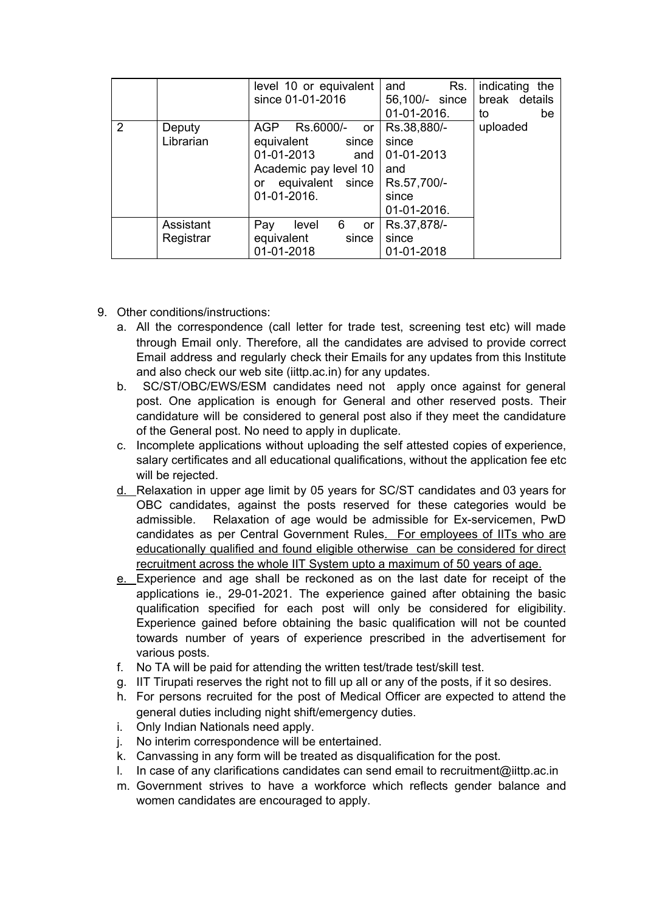| | | level 10 or equivalent since 01-01-2016 | and Rs. 56,100/- since 01-01-2016. | indicating the break details to be uploaded |
|---|---|---|---|---|
| 2 | Deputy Librarian | AGP Rs.6000/- or equivalent since 01-01-2013 and Academic pay level 10 or equivalent since 01-01-2016. | Rs.38,880/- since 01-01-2013 and Rs.57,700/- since 01-01-2016. | |
| | Assistant Registrar | Pay level 6 or equivalent since 01-01-2018 | Rs.37,878/- since 01-01-2018 | |

9. Other conditions/instructions:
   a. All the correspondence (call letter for trade test, screening test etc) will made through Email only. Therefore, all the candidates are advised to provide correct Email address and regularly check their Emails for any updates from this Institute and also check our web site (iittp.ac.in) for any updates.
   b. SC/ST/OBC/EWS/ESM candidates need not apply once against for general post. One application is enough for General and other reserved posts. Their candidature will be considered to general post also if they meet the candidature of the General post. No need to apply in duplicate.
   c. Incomplete applications without uploading the self attested copies of experience, salary certificates and all educational qualifications, without the application fee etc will be rejected.
   d. Relaxation in upper age limit by 05 years for SC/ST candidates and 03 years for OBC candidates, against the posts reserved for these categories would be admissible. Relaxation of age would be admissible for Ex-servicemen, PwD candidates as per Central Government Rules. For employees of IITs who are educationally qualified and found eligible otherwise can be considered for direct recruitment across the whole IIT System upto a maximum of 50 years of age.
   e. Experience and age shall be reckoned as on the last date for receipt of the applications ie., 29-01-2021. The experience gained after obtaining the basic qualification specified for each post will only be considered for eligibility. Experience gained before obtaining the basic qualification will not be counted towards number of years of experience prescribed in the advertisement for various posts.
   f. No TA will be paid for attending the written test/trade test/skill test.
   g. IIT Tirupati reserves the right not to fill up all or any of the posts, if it so desires.
   h. For persons recruited for the post of Medical Officer are expected to attend the general duties including night shift/emergency duties.
   i. Only Indian Nationals need apply.
   j. No interim correspondence will be entertained.
   k. Canvassing in any form will be treated as disqualification for the post.
   l. In case of any clarifications candidates can send email to recruitment@iittp.ac.in
   m. Government strives to have a workforce which reflects gender balance and women candidates are encouraged to apply.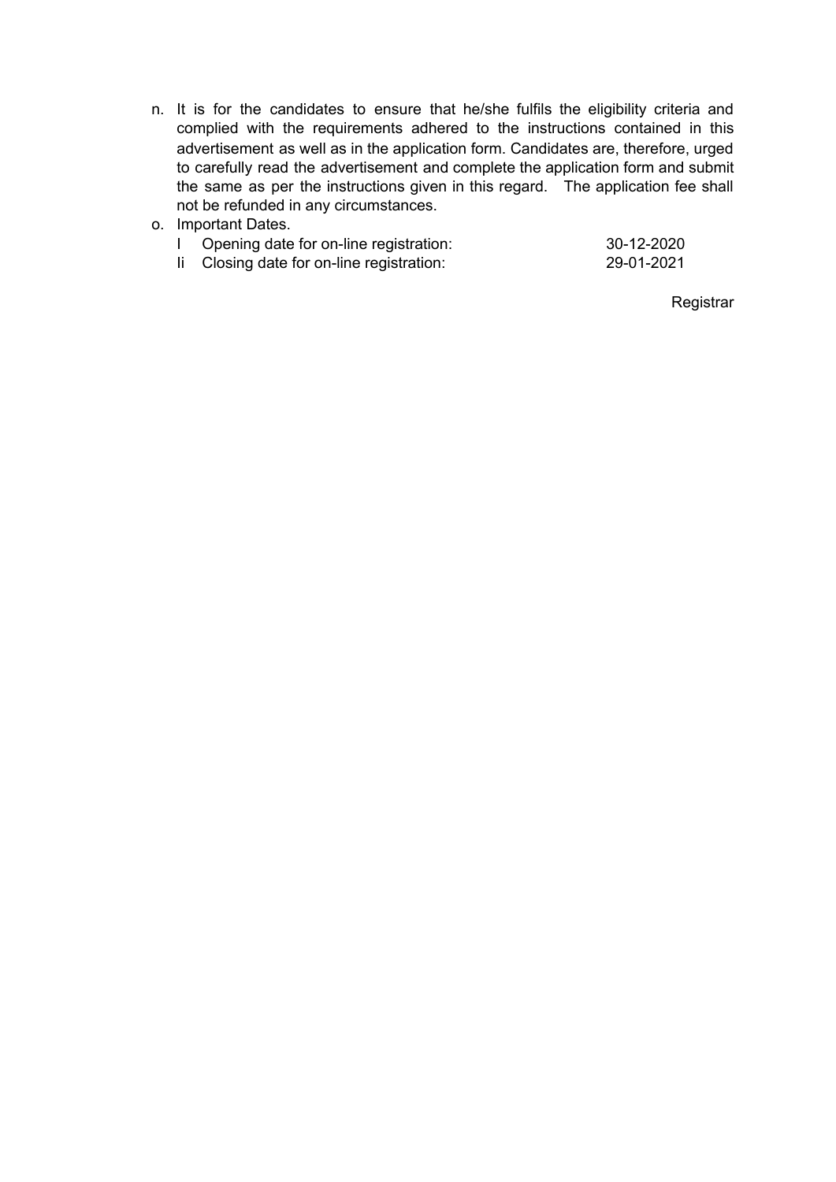n. It is for the candidates to ensure that he/she fulfils the eligibility criteria and complied with the requirements adhered to the instructions contained in this advertisement as well as in the application form. Candidates are, therefore, urged to carefully read the advertisement and complete the application form and submit the same as per the instructions given in this regard. The application fee shall not be refunded in any circumstances.

o. Important Dates.

| | | |
|---|---|---|
| I | Opening date for on-line registration: | 30-12-2020 |
| Ii | Closing date for on-line registration: | 29-01-2021 |

Registrar